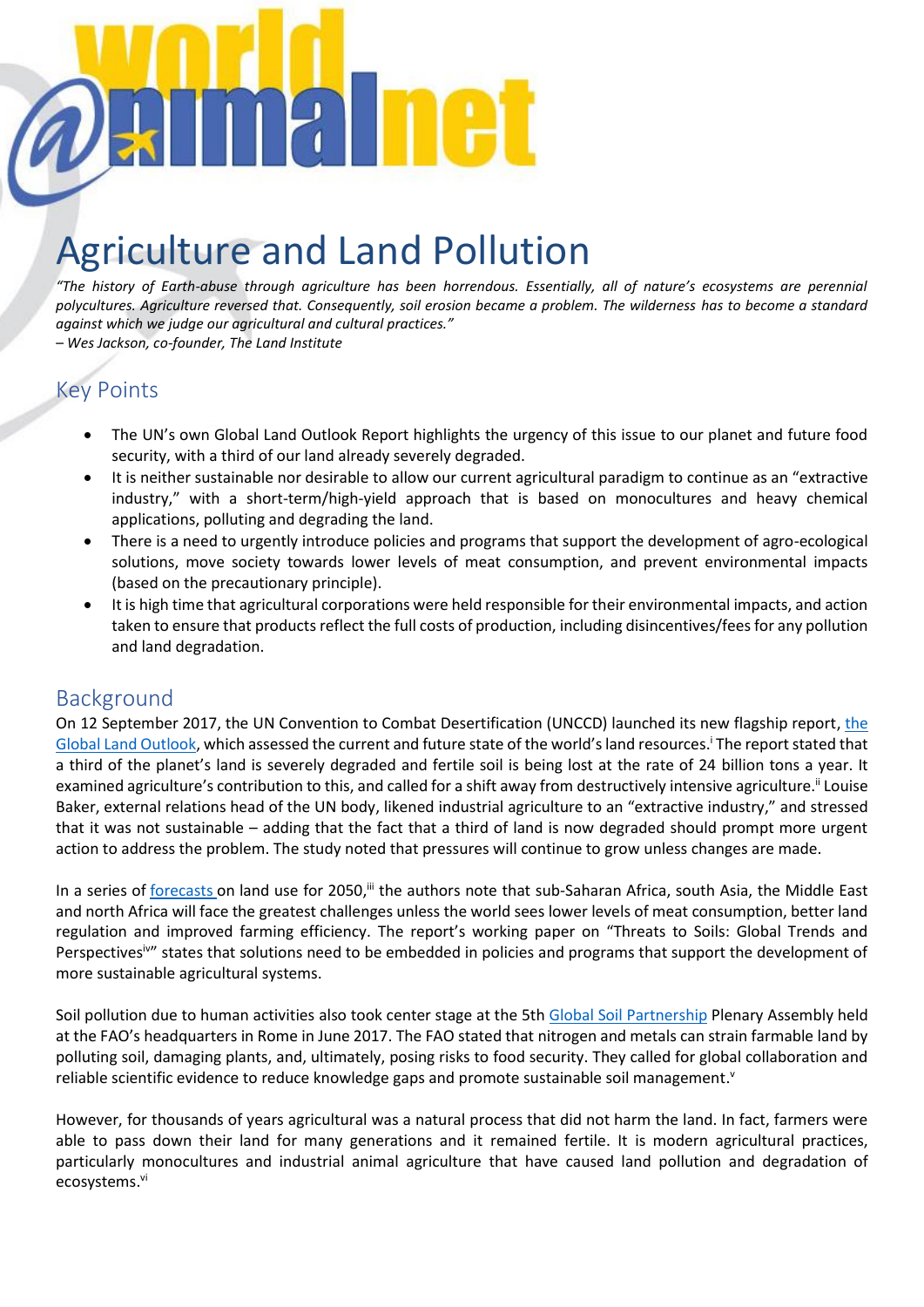# Agriculture and Land Pollution

*"The history of Earth-abuse through agriculture has been horrendous. Essentially, all of nature's ecosystems are perennial polycultures. Agriculture reversed that. Consequently, soil erosion became a problem. The wilderness has to become a standard against which we judge our agricultural and cultural practices."*

*– Wes Jackson, co-founder, The Land Institute*

## Key Points

- The UN's own Global Land Outlook Report highlights the urgency of this issue to our planet and future food security, with a third of our land already severely degraded.
- It is neither sustainable nor desirable to allow our current agricultural paradigm to continue as an "extractive industry," with a short-term/high-yield approach that is based on monocultures and heavy chemical applications, polluting and degrading the land.
- There is a need to urgently introduce policies and programs that support the development of agro-ecological solutions, move society towards lower levels of meat consumption, and prevent environmental impacts (based on the precautionary principle).
- It is high time that agricultural corporations were held responsible for their environmental impacts, and action taken to ensure that products reflect the full costs of production, including disincentives/fees for any pollution and land degradation.

## Background

On 12 September 2017, the UN Convention to Combat Desertification (UNCCD) launched its new flagship report, the Global Land Outlook, which assessed the current and future state of the world's land resources.[i] The report stated that a third of the planet's land is severely degraded and fertile soil is being lost at the rate of 24 billion tons a year. It examined agriculture's contribution to this, and called for a shift away from destructively intensive agriculture.[ii] Louise Baker, external relations head of the UN body, likened industrial agriculture to an "extractive industry," and stressed that it was not sustainable – adding that the fact that a third of land is now degraded should prompt more urgent action to address the problem. The study noted that pressures will continue to grow unless changes are made.

In a series of forecasts on land use for 2050,[iii] the authors note that sub-Saharan Africa, south Asia, the Middle East and north Africa will face the greatest challenges unless the world sees lower levels of meat consumption, better land regulation and improved farming efficiency. The report's working paper on "Threats to Soils: Global Trends and Perspectives[iv]" states that solutions need to be embedded in policies and programs that support the development of more sustainable agricultural systems.

Soil pollution due to human activities also took center stage at the 5th Global Soil Partnership Plenary Assembly held at the FAO's headquarters in Rome in June 2017. The FAO stated that nitrogen and metals can strain farmable land by polluting soil, damaging plants, and, ultimately, posing risks to food security. They called for global collaboration and reliable scientific evidence to reduce knowledge gaps and promote sustainable soil management.[v]

However, for thousands of years agricultural was a natural process that did not harm the land. In fact, farmers were able to pass down their land for many generations and it remained fertile. It is modern agricultural practices, particularly monocultures and industrial animal agriculture that have caused land pollution and degradation of ecosystems.[vi]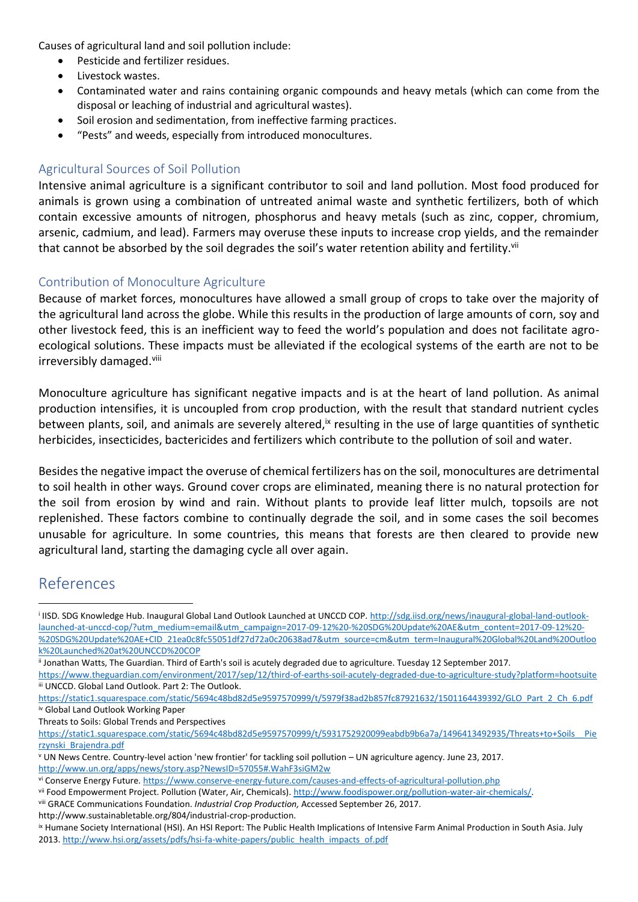Causes of agricultural land and soil pollution include:

- Pesticide and fertilizer residues.
- Livestock wastes.
- Contaminated water and rains containing organic compounds and heavy metals (which can come from the disposal or leaching of industrial and agricultural wastes).
- Soil erosion and sedimentation, from ineffective farming practices.
- "Pests" and weeds, especially from introduced monocultures.

### Agricultural Sources of Soil Pollution

Intensive animal agriculture is a significant contributor to soil and land pollution. Most food produced for animals is grown using a combination of untreated animal waste and synthetic fertilizers, both of which contain excessive amounts of nitrogen, phosphorus and heavy metals (such as zinc, copper, chromium, arsenic, cadmium, and lead). Farmers may overuse these inputs to increase crop yields, and the remainder that cannot be absorbed by the soil degrades the soil's water retention ability and fertility.[vii]

### Contribution of Monoculture Agriculture

Because of market forces, monocultures have allowed a small group of crops to take over the majority of the agricultural land across the globe. While this results in the production of large amounts of corn, soy and other livestock feed, this is an inefficient way to feed the world's population and does not facilitate agro-ecological solutions. These impacts must be alleviated if the ecological systems of the earth are not to be irreversibly damaged.[viii]

Monoculture agriculture has significant negative impacts and is at the heart of land pollution. As animal production intensifies, it is uncoupled from crop production, with the result that standard nutrient cycles between plants, soil, and animals are severely altered,[ix] resulting in the use of large quantities of synthetic herbicides, insecticides, bactericides and fertilizers which contribute to the pollution of soil and water.

Besides the negative impact the overuse of chemical fertilizers has on the soil, monocultures are detrimental to soil health in other ways. Ground cover crops are eliminated, meaning there is no natural protection for the soil from erosion by wind and rain. Without plants to provide leaf litter mulch, topsoils are not replenished. These factors combine to continually degrade the soil, and in some cases the soil becomes unusable for agriculture. In some countries, this means that forests are then cleared to provide new agricultural land, starting the damaging cycle all over again.

## References

[i] IISD. SDG Knowledge Hub. Inaugural Global Land Outlook Launched at UNCCD COP. http://sdg.iisd.org/news/inaugural-global-land-outlook-launched-at-unccd-cop/?utm_medium=email&utm_campaign=2017-09-12%20-%20SDG%20Update%20AE&utm_content=2017-09-12%20-%20SDG%20Update%20AE+CID_21ea0c8fc55051df27d72a0c20638ad7&utm_source=cm&utm_term=Inaugural%20Global%20Land%20Outlook%20Launched%20at%20UNCCD%20COP

[ii] Jonathan Watts, The Guardian. Third of Earth's soil is acutely degraded due to agriculture. Tuesday 12 September 2017. https://www.theguardian.com/environment/2017/sep/12/third-of-earths-soil-acutely-degraded-due-to-agriculture-study?platform=hootsuite

[iii] UNCCD. Global Land Outlook. Part 2: The Outlook. https://static1.squarespace.com/static/5694c48bd82d5e9597570999/t/5979f38ad2b857fc87921632/1501164439392/GLO_Part_2_Ch_6.pdf

[iv] Global Land Outlook Working Paper
Threats to Soils: Global Trends and Perspectives
https://static1.squarespace.com/static/5694c48bd82d5e9597570999/t/5931752920099eabdb9b6a7a/1496413492935/Threats+to+Soils__Pierzynski_Brajendra.pdf

[v] UN News Centre. Country-level action 'new frontier' for tackling soil pollution – UN agriculture agency. June 23, 2017. http://www.un.org/apps/news/story.asp?NewsID=57055#.WahF3siGM2w

[vi] Conserve Energy Future. https://www.conserve-energy-future.com/causes-and-effects-of-agricultural-pollution.php

[vii] Food Empowerment Project. Pollution (Water, Air, Chemicals). http://www.foodispower.org/pollution-water-air-chemicals/.

[viii] GRACE Communications Foundation. *Industrial Crop Production,* Accessed September 26, 2017. http://www.sustainabletable.org/804/industrial-crop-production.

[ix] Humane Society International (HSI). An HSI Report: The Public Health Implications of Intensive Farm Animal Production in South Asia. July 2013. http://www.hsi.org/assets/pdfs/hsi-fa-white-papers/public_health_impacts_of.pdf